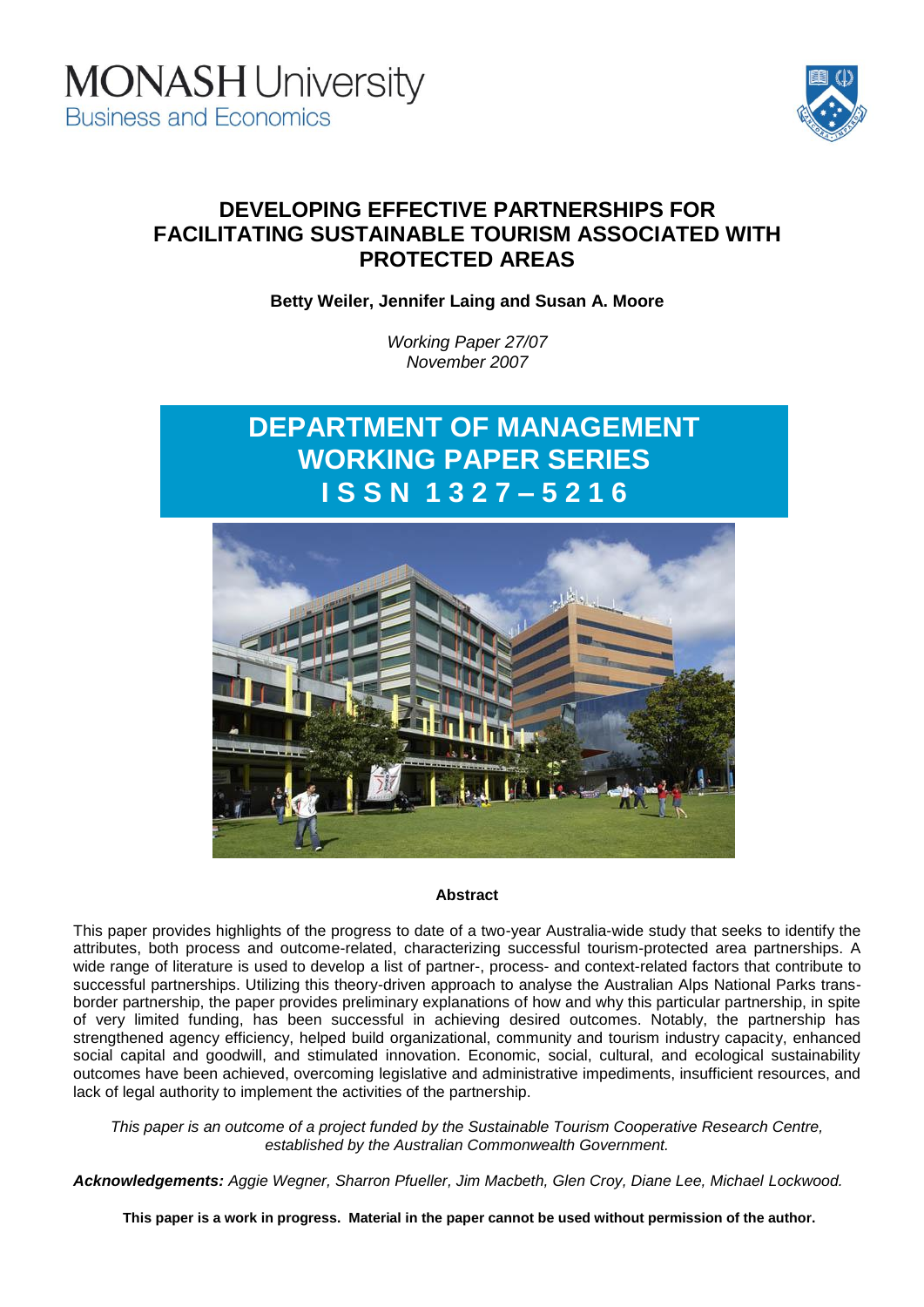MONASH University
Business and Economics

# DEVELOPING EFFECTIVE PARTNERSHIPS FOR FACILITATING SUSTAINABLE TOURISM ASSOCIATED WITH PROTECTED AREAS

**Betty Weiler, Jennifer Laing and Susan A. Moore**

*Working Paper 27/07*
*November 2007*

## DEPARTMENT OF MANAGEMENT WORKING PAPER SERIES
## ISSN 1327 – 5216

**Abstract**

This paper provides highlights of the progress to date of a two-year Australia-wide study that seeks to identify the attributes, both process and outcome-related, characterizing successful tourism-protected area partnerships. A wide range of literature is used to develop a list of partner-, process- and context-related factors that contribute to successful partnerships. Utilizing this theory-driven approach to analyse the Australian Alps National Parks trans-border partnership, the paper provides preliminary explanations of how and why this particular partnership, in spite of very limited funding, has been successful in achieving desired outcomes. Notably, the partnership has strengthened agency efficiency, helped build organizational, community and tourism industry capacity, enhanced social capital and goodwill, and stimulated innovation. Economic, social, cultural, and ecological sustainability outcomes have been achieved, overcoming legislative and administrative impediments, insufficient resources, and lack of legal authority to implement the activities of the partnership.

*This paper is an outcome of a project funded by the Sustainable Tourism Cooperative Research Centre, established by the Australian Commonwealth Government.*

***Acknowledgements:*** *Aggie Wegner, Sharron Pfueller, Jim Macbeth, Glen Croy, Diane Lee, Michael Lockwood.*

**This paper is a work in progress. Material in the paper cannot be used without permission of the author.**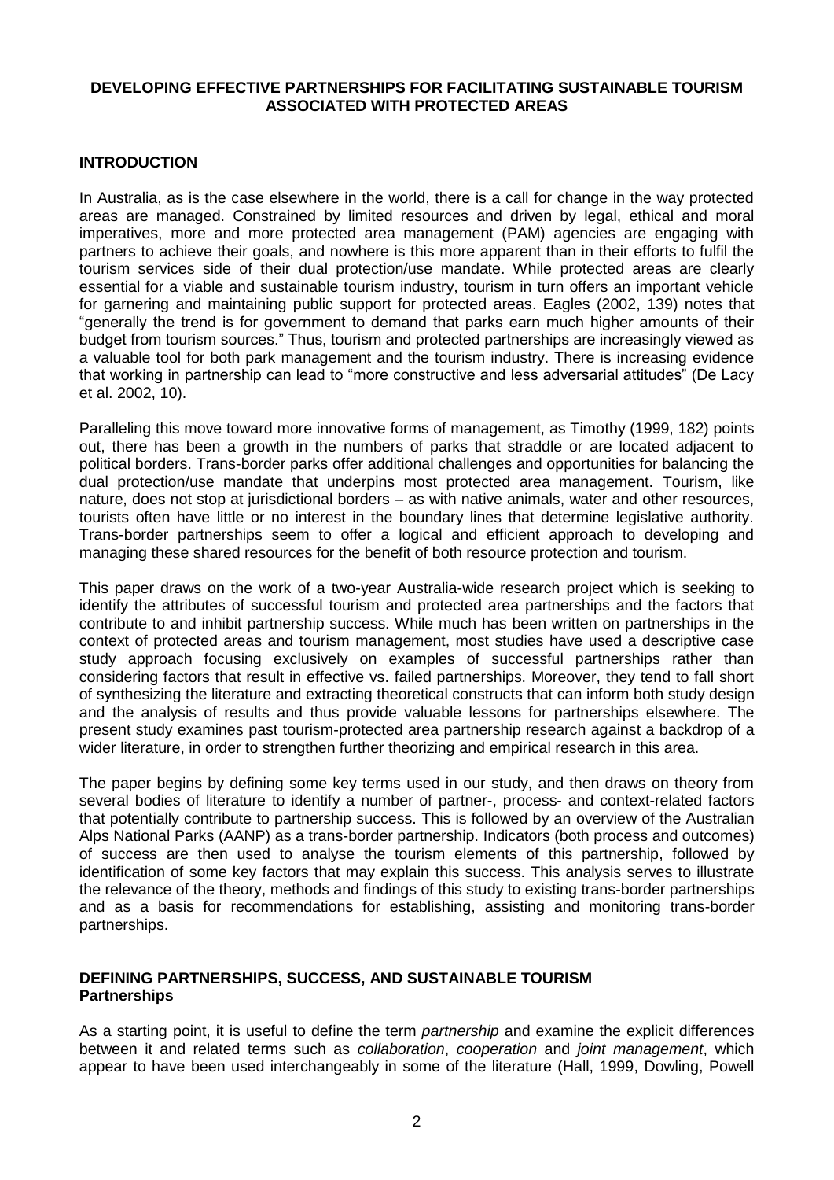**DEVELOPING EFFECTIVE PARTNERSHIPS FOR FACILITATING SUSTAINABLE TOURISM ASSOCIATED WITH PROTECTED AREAS**

## INTRODUCTION

In Australia, as is the case elsewhere in the world, there is a call for change in the way protected areas are managed. Constrained by limited resources and driven by legal, ethical and moral imperatives, more and more protected area management (PAM) agencies are engaging with partners to achieve their goals, and nowhere is this more apparent than in their efforts to fulfil the tourism services side of their dual protection/use mandate. While protected areas are clearly essential for a viable and sustainable tourism industry, tourism in turn offers an important vehicle for garnering and maintaining public support for protected areas. Eagles (2002, 139) notes that "generally the trend is for government to demand that parks earn much higher amounts of their budget from tourism sources." Thus, tourism and protected partnerships are increasingly viewed as a valuable tool for both park management and the tourism industry. There is increasing evidence that working in partnership can lead to "more constructive and less adversarial attitudes" (De Lacy et al. 2002, 10).

Paralleling this move toward more innovative forms of management, as Timothy (1999, 182) points out, there has been a growth in the numbers of parks that straddle or are located adjacent to political borders. Trans-border parks offer additional challenges and opportunities for balancing the dual protection/use mandate that underpins most protected area management. Tourism, like nature, does not stop at jurisdictional borders – as with native animals, water and other resources, tourists often have little or no interest in the boundary lines that determine legislative authority. Trans-border partnerships seem to offer a logical and efficient approach to developing and managing these shared resources for the benefit of both resource protection and tourism.

This paper draws on the work of a two-year Australia-wide research project which is seeking to identify the attributes of successful tourism and protected area partnerships and the factors that contribute to and inhibit partnership success. While much has been written on partnerships in the context of protected areas and tourism management, most studies have used a descriptive case study approach focusing exclusively on examples of successful partnerships rather than considering factors that result in effective vs. failed partnerships. Moreover, they tend to fall short of synthesizing the literature and extracting theoretical constructs that can inform both study design and the analysis of results and thus provide valuable lessons for partnerships elsewhere. The present study examines past tourism-protected area partnership research against a backdrop of a wider literature, in order to strengthen further theorizing and empirical research in this area.

The paper begins by defining some key terms used in our study, and then draws on theory from several bodies of literature to identify a number of partner-, process- and context-related factors that potentially contribute to partnership success. This is followed by an overview of the Australian Alps National Parks (AANP) as a trans-border partnership. Indicators (both process and outcomes) of success are then used to analyse the tourism elements of this partnership, followed by identification of some key factors that may explain this success. This analysis serves to illustrate the relevance of the theory, methods and findings of this study to existing trans-border partnerships and as a basis for recommendations for establishing, assisting and monitoring trans-border partnerships.

## DEFINING PARTNERSHIPS, SUCCESS, AND SUSTAINABLE TOURISM

### Partnerships

As a starting point, it is useful to define the term *partnership* and examine the explicit differences between it and related terms such as *collaboration*, *cooperation* and *joint management*, which appear to have been used interchangeably in some of the literature (Hall, 1999, Dowling, Powell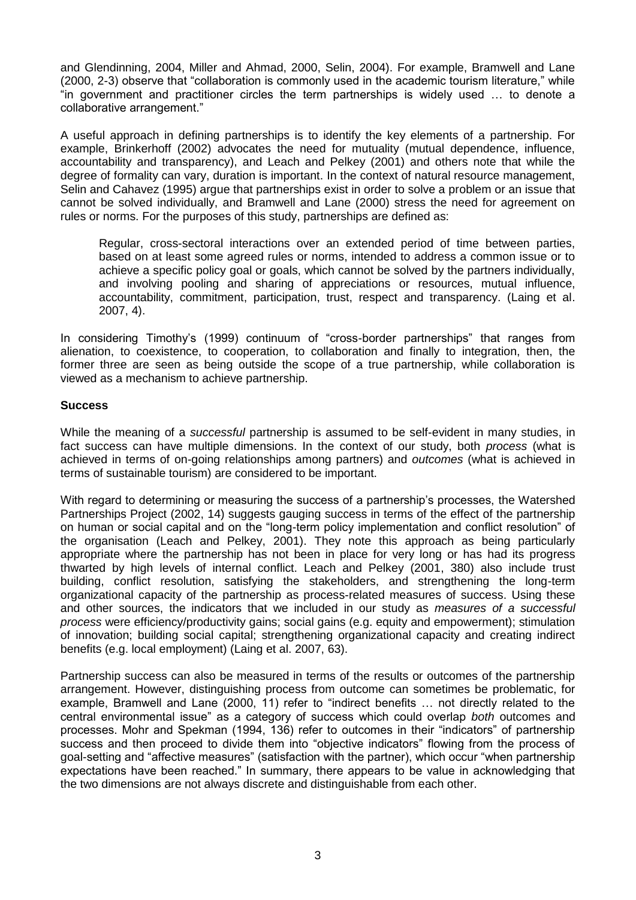and Glendinning, 2004, Miller and Ahmad, 2000, Selin, 2004). For example, Bramwell and Lane (2000, 2-3) observe that "collaboration is commonly used in the academic tourism literature," while "in government and practitioner circles the term partnerships is widely used … to denote a collaborative arrangement."

A useful approach in defining partnerships is to identify the key elements of a partnership. For example, Brinkerhoff (2002) advocates the need for mutuality (mutual dependence, influence, accountability and transparency), and Leach and Pelkey (2001) and others note that while the degree of formality can vary, duration is important. In the context of natural resource management, Selin and Cahavez (1995) argue that partnerships exist in order to solve a problem or an issue that cannot be solved individually, and Bramwell and Lane (2000) stress the need for agreement on rules or norms. For the purposes of this study, partnerships are defined as:

> Regular, cross-sectoral interactions over an extended period of time between parties, based on at least some agreed rules or norms, intended to address a common issue or to achieve a specific policy goal or goals, which cannot be solved by the partners individually, and involving pooling and sharing of appreciations or resources, mutual influence, accountability, commitment, participation, trust, respect and transparency. (Laing et al. 2007, 4).

In considering Timothy's (1999) continuum of "cross-border partnerships" that ranges from alienation, to coexistence, to cooperation, to collaboration and finally to integration, then, the former three are seen as being outside the scope of a true partnership, while collaboration is viewed as a mechanism to achieve partnership.

**Success**

While the meaning of a *successful* partnership is assumed to be self-evident in many studies, in fact success can have multiple dimensions. In the context of our study, both *process* (what is achieved in terms of on-going relationships among partners) and *outcomes* (what is achieved in terms of sustainable tourism) are considered to be important.

With regard to determining or measuring the success of a partnership's processes, the Watershed Partnerships Project (2002, 14) suggests gauging success in terms of the effect of the partnership on human or social capital and on the "long-term policy implementation and conflict resolution" of the organisation (Leach and Pelkey, 2001). They note this approach as being particularly appropriate where the partnership has not been in place for very long or has had its progress thwarted by high levels of internal conflict. Leach and Pelkey (2001, 380) also include trust building, conflict resolution, satisfying the stakeholders, and strengthening the long-term organizational capacity of the partnership as process-related measures of success. Using these and other sources, the indicators that we included in our study as *measures of a successful process* were efficiency/productivity gains; social gains (e.g. equity and empowerment); stimulation of innovation; building social capital; strengthening organizational capacity and creating indirect benefits (e.g. local employment) (Laing et al. 2007, 63).

Partnership success can also be measured in terms of the results or outcomes of the partnership arrangement. However, distinguishing process from outcome can sometimes be problematic, for example, Bramwell and Lane (2000, 11) refer to "indirect benefits … not directly related to the central environmental issue" as a category of success which could overlap *both* outcomes and processes. Mohr and Spekman (1994, 136) refer to outcomes in their "indicators" of partnership success and then proceed to divide them into "objective indicators" flowing from the process of goal-setting and "affective measures" (satisfaction with the partner), which occur "when partnership expectations have been reached." In summary, there appears to be value in acknowledging that the two dimensions are not always discrete and distinguishable from each other.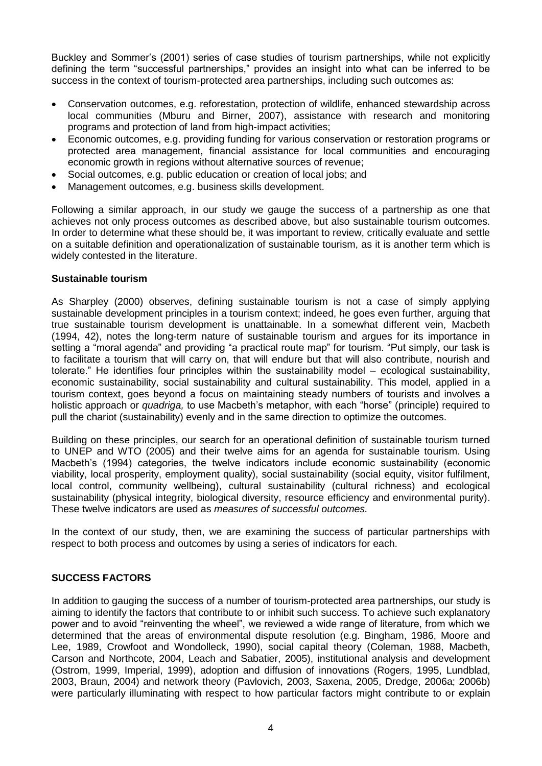Buckley and Sommer's (2001) series of case studies of tourism partnerships, while not explicitly defining the term "successful partnerships," provides an insight into what can be inferred to be success in the context of tourism-protected area partnerships, including such outcomes as:

- Conservation outcomes, e.g. reforestation, protection of wildlife, enhanced stewardship across local communities (Mburu and Birner, 2007), assistance with research and monitoring programs and protection of land from high-impact activities;
- Economic outcomes, e.g. providing funding for various conservation or restoration programs or protected area management, financial assistance for local communities and encouraging economic growth in regions without alternative sources of revenue;
- Social outcomes, e.g. public education or creation of local jobs; and
- Management outcomes, e.g. business skills development.

Following a similar approach, in our study we gauge the success of a partnership as one that achieves not only process outcomes as described above, but also sustainable tourism outcomes. In order to determine what these should be, it was important to review, critically evaluate and settle on a suitable definition and operationalization of sustainable tourism, as it is another term which is widely contested in the literature.

**Sustainable tourism**

As Sharpley (2000) observes, defining sustainable tourism is not a case of simply applying sustainable development principles in a tourism context; indeed, he goes even further, arguing that true sustainable tourism development is unattainable. In a somewhat different vein, Macbeth (1994, 42), notes the long-term nature of sustainable tourism and argues for its importance in setting a "moral agenda" and providing "a practical route map" for tourism. "Put simply, our task is to facilitate a tourism that will carry on, that will endure but that will also contribute, nourish and tolerate." He identifies four principles within the sustainability model – ecological sustainability, economic sustainability, social sustainability and cultural sustainability. This model, applied in a tourism context, goes beyond a focus on maintaining steady numbers of tourists and involves a holistic approach or *quadriga,* to use Macbeth's metaphor, with each "horse" (principle) required to pull the chariot (sustainability) evenly and in the same direction to optimize the outcomes.

Building on these principles, our search for an operational definition of sustainable tourism turned to UNEP and WTO (2005) and their twelve aims for an agenda for sustainable tourism. Using Macbeth's (1994) categories, the twelve indicators include economic sustainability (economic viability, local prosperity, employment quality), social sustainability (social equity, visitor fulfilment, local control, community wellbeing), cultural sustainability (cultural richness) and ecological sustainability (physical integrity, biological diversity, resource efficiency and environmental purity). These twelve indicators are used as *measures of successful outcomes.*

In the context of our study, then, we are examining the success of particular partnerships with respect to both process and outcomes by using a series of indicators for each.

## SUCCESS FACTORS

In addition to gauging the success of a number of tourism-protected area partnerships, our study is aiming to identify the factors that contribute to or inhibit such success. To achieve such explanatory power and to avoid "reinventing the wheel", we reviewed a wide range of literature, from which we determined that the areas of environmental dispute resolution (e.g. Bingham, 1986, Moore and Lee, 1989, Crowfoot and Wondolleck, 1990), social capital theory (Coleman, 1988, Macbeth, Carson and Northcote, 2004, Leach and Sabatier, 2005), institutional analysis and development (Ostrom, 1999, Imperial, 1999), adoption and diffusion of innovations (Rogers, 1995, Lundblad, 2003, Braun, 2004) and network theory (Pavlovich, 2003, Saxena, 2005, Dredge, 2006a; 2006b) were particularly illuminating with respect to how particular factors might contribute to or explain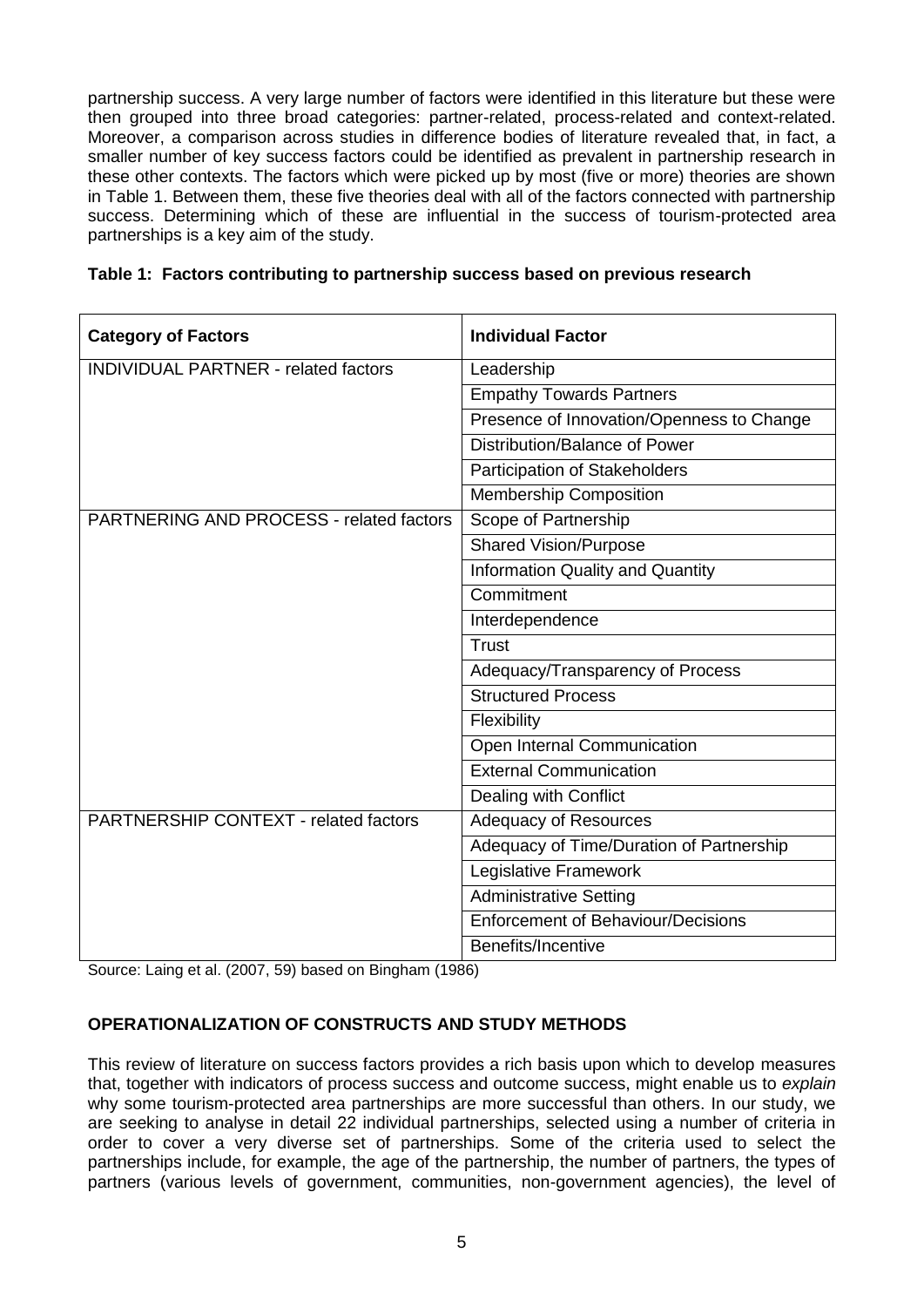partnership success. A very large number of factors were identified in this literature but these were then grouped into three broad categories: partner-related, process-related and context-related. Moreover, a comparison across studies in difference bodies of literature revealed that, in fact, a smaller number of key success factors could be identified as prevalent in partnership research in these other contexts. The factors which were picked up by most (five or more) theories are shown in Table 1. Between them, these five theories deal with all of the factors connected with partnership success. Determining which of these are influential in the success of tourism-protected area partnerships is a key aim of the study.

**Table 1: Factors contributing to partnership success based on previous research**

| Category of Factors | Individual Factor |
|---|---|
| INDIVIDUAL PARTNER - related factors | Leadership |
| | Empathy Towards Partners |
| | Presence of Innovation/Openness to Change |
| | Distribution/Balance of Power |
| | Participation of Stakeholders |
| | Membership Composition |
| PARTNERING AND PROCESS - related factors | Scope of Partnership |
| | Shared Vision/Purpose |
| | Information Quality and Quantity |
| | Commitment |
| | Interdependence |
| | Trust |
| | Adequacy/Transparency of Process |
| | Structured Process |
| | Flexibility |
| | Open Internal Communication |
| | External Communication |
| | Dealing with Conflict |
| PARTNERSHIP CONTEXT - related factors | Adequacy of Resources |
| | Adequacy of Time/Duration of Partnership |
| | Legislative Framework |
| | Administrative Setting |
| | Enforcement of Behaviour/Decisions |
| | Benefits/Incentive |

Source: Laing et al. (2007, 59) based on Bingham (1986)

## OPERATIONALIZATION OF CONSTRUCTS AND STUDY METHODS

This review of literature on success factors provides a rich basis upon which to develop measures that, together with indicators of process success and outcome success, might enable us to *explain* why some tourism-protected area partnerships are more successful than others. In our study, we are seeking to analyse in detail 22 individual partnerships, selected using a number of criteria in order to cover a very diverse set of partnerships. Some of the criteria used to select the partnerships include, for example, the age of the partnership, the number of partners, the types of partners (various levels of government, communities, non-government agencies), the level of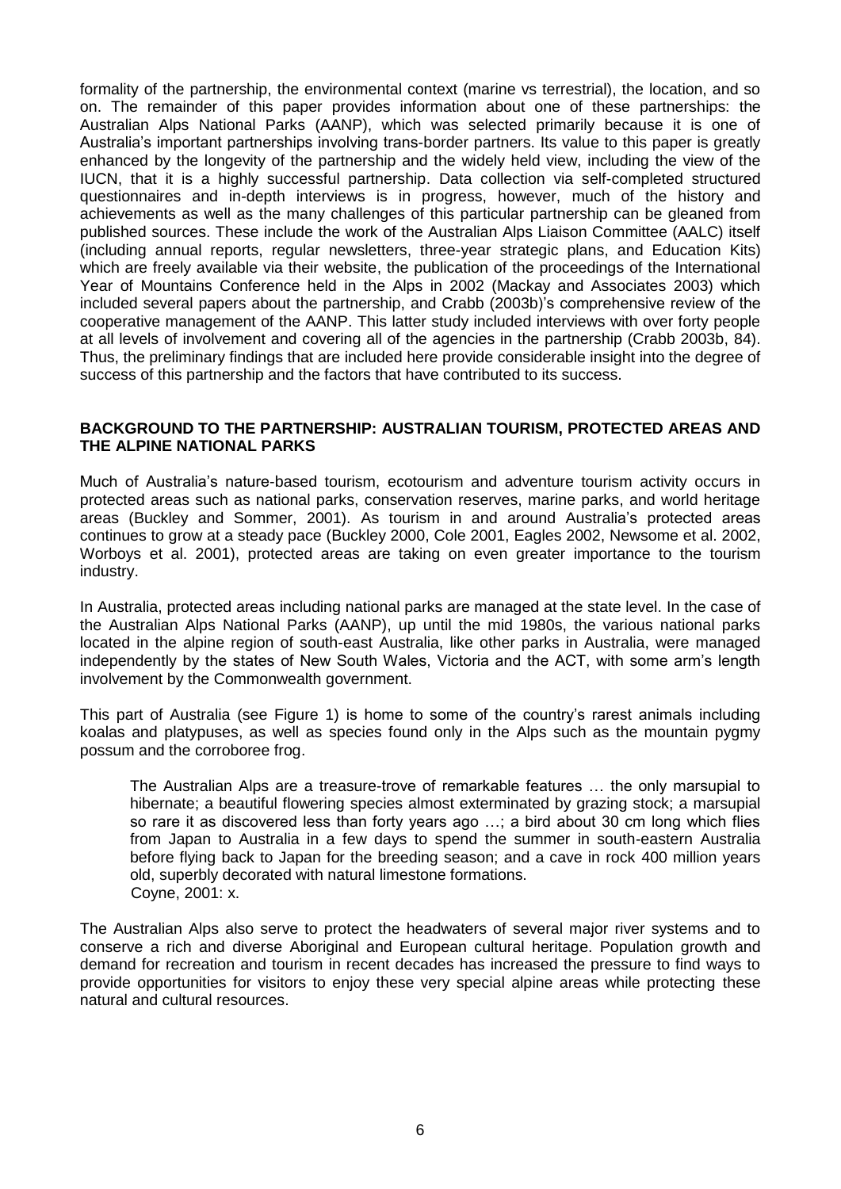formality of the partnership, the environmental context (marine vs terrestrial), the location, and so on. The remainder of this paper provides information about one of these partnerships: the Australian Alps National Parks (AANP), which was selected primarily because it is one of Australia's important partnerships involving trans-border partners. Its value to this paper is greatly enhanced by the longevity of the partnership and the widely held view, including the view of the IUCN, that it is a highly successful partnership. Data collection via self-completed structured questionnaires and in-depth interviews is in progress, however, much of the history and achievements as well as the many challenges of this particular partnership can be gleaned from published sources. These include the work of the Australian Alps Liaison Committee (AALC) itself (including annual reports, regular newsletters, three-year strategic plans, and Education Kits) which are freely available via their website, the publication of the proceedings of the International Year of Mountains Conference held in the Alps in 2002 (Mackay and Associates 2003) which included several papers about the partnership, and Crabb (2003b)'s comprehensive review of the cooperative management of the AANP. This latter study included interviews with over forty people at all levels of involvement and covering all of the agencies in the partnership (Crabb 2003b, 84). Thus, the preliminary findings that are included here provide considerable insight into the degree of success of this partnership and the factors that have contributed to its success.

## BACKGROUND TO THE PARTNERSHIP: AUSTRALIAN TOURISM, PROTECTED AREAS AND THE ALPINE NATIONAL PARKS

Much of Australia's nature-based tourism, ecotourism and adventure tourism activity occurs in protected areas such as national parks, conservation reserves, marine parks, and world heritage areas (Buckley and Sommer, 2001). As tourism in and around Australia's protected areas continues to grow at a steady pace (Buckley 2000, Cole 2001, Eagles 2002, Newsome et al. 2002, Worboys et al. 2001), protected areas are taking on even greater importance to the tourism industry.

In Australia, protected areas including national parks are managed at the state level. In the case of the Australian Alps National Parks (AANP), up until the mid 1980s, the various national parks located in the alpine region of south-east Australia, like other parks in Australia, were managed independently by the states of New South Wales, Victoria and the ACT, with some arm's length involvement by the Commonwealth government.

This part of Australia (see Figure 1) is home to some of the country's rarest animals including koalas and platypuses, as well as species found only in the Alps such as the mountain pygmy possum and the corroboree frog.

> The Australian Alps are a treasure-trove of remarkable features … the only marsupial to hibernate; a beautiful flowering species almost exterminated by grazing stock; a marsupial so rare it as discovered less than forty years ago …; a bird about 30 cm long which flies from Japan to Australia in a few days to spend the summer in south-eastern Australia before flying back to Japan for the breeding season; and a cave in rock 400 million years old, superbly decorated with natural limestone formations.
> Coyne, 2001: x.

The Australian Alps also serve to protect the headwaters of several major river systems and to conserve a rich and diverse Aboriginal and European cultural heritage. Population growth and demand for recreation and tourism in recent decades has increased the pressure to find ways to provide opportunities for visitors to enjoy these very special alpine areas while protecting these natural and cultural resources.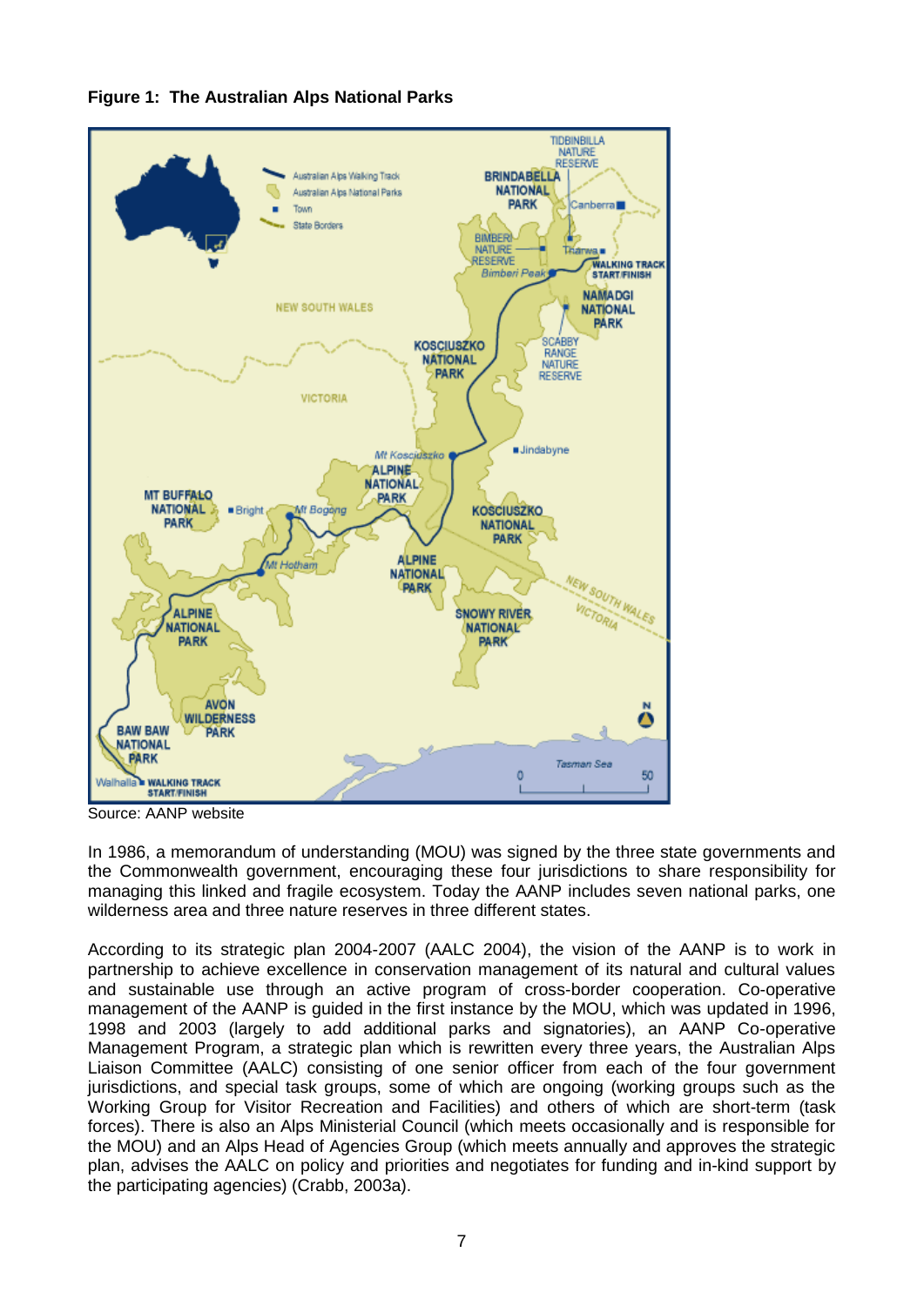**Figure 1: The Australian Alps National Parks**

Source: AANP website

In 1986, a memorandum of understanding (MOU) was signed by the three state governments and the Commonwealth government, encouraging these four jurisdictions to share responsibility for managing this linked and fragile ecosystem. Today the AANP includes seven national parks, one wilderness area and three nature reserves in three different states.

According to its strategic plan 2004-2007 (AALC 2004), the vision of the AANP is to work in partnership to achieve excellence in conservation management of its natural and cultural values and sustainable use through an active program of cross-border cooperation. Co-operative management of the AANP is guided in the first instance by the MOU, which was updated in 1996, 1998 and 2003 (largely to add additional parks and signatories), an AANP Co-operative Management Program, a strategic plan which is rewritten every three years, the Australian Alps Liaison Committee (AALC) consisting of one senior officer from each of the four government jurisdictions, and special task groups, some of which are ongoing (working groups such as the Working Group for Visitor Recreation and Facilities) and others of which are short-term (task forces). There is also an Alps Ministerial Council (which meets occasionally and is responsible for the MOU) and an Alps Head of Agencies Group (which meets annually and approves the strategic plan, advises the AALC on policy and priorities and negotiates for funding and in-kind support by the participating agencies) (Crabb, 2003a).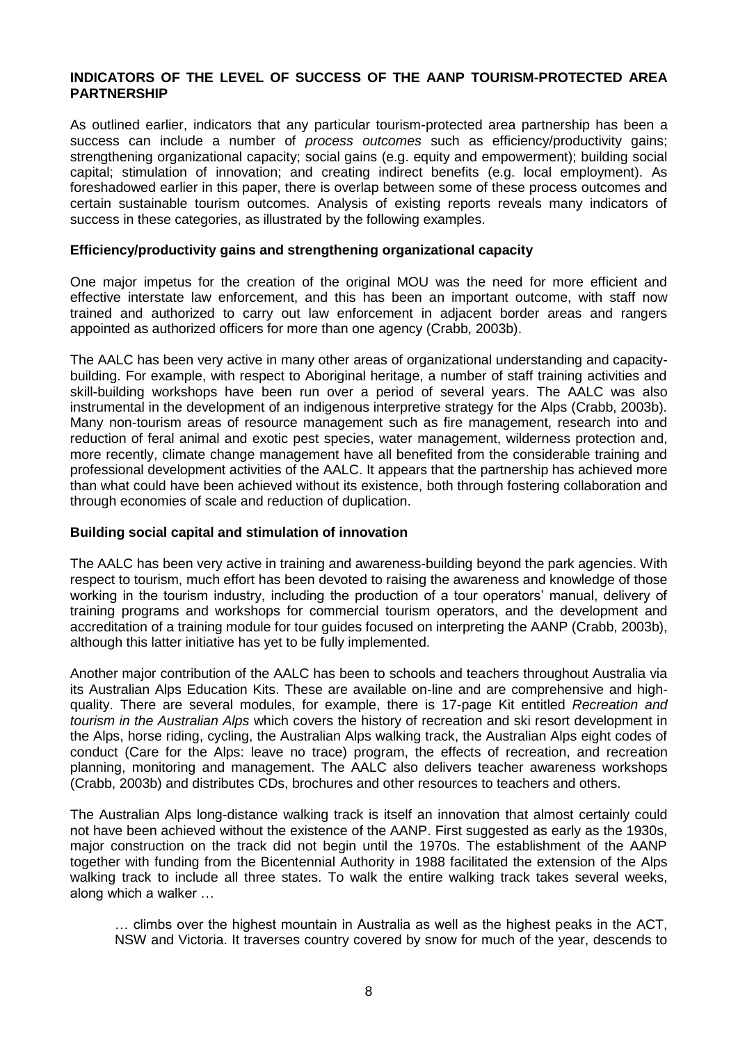## INDICATORS OF THE LEVEL OF SUCCESS OF THE AANP TOURISM-PROTECTED AREA PARTNERSHIP

As outlined earlier, indicators that any particular tourism-protected area partnership has been a success can include a number of *process outcomes* such as efficiency/productivity gains; strengthening organizational capacity; social gains (e.g. equity and empowerment); building social capital; stimulation of innovation; and creating indirect benefits (e.g. local employment). As foreshadowed earlier in this paper, there is overlap between some of these process outcomes and certain sustainable tourism outcomes. Analysis of existing reports reveals many indicators of success in these categories, as illustrated by the following examples.

### Efficiency/productivity gains and strengthening organizational capacity

One major impetus for the creation of the original MOU was the need for more efficient and effective interstate law enforcement, and this has been an important outcome, with staff now trained and authorized to carry out law enforcement in adjacent border areas and rangers appointed as authorized officers for more than one agency (Crabb, 2003b).

The AALC has been very active in many other areas of organizational understanding and capacity-building. For example, with respect to Aboriginal heritage, a number of staff training activities and skill-building workshops have been run over a period of several years. The AALC was also instrumental in the development of an indigenous interpretive strategy for the Alps (Crabb, 2003b). Many non-tourism areas of resource management such as fire management, research into and reduction of feral animal and exotic pest species, water management, wilderness protection and, more recently, climate change management have all benefited from the considerable training and professional development activities of the AALC. It appears that the partnership has achieved more than what could have been achieved without its existence, both through fostering collaboration and through economies of scale and reduction of duplication.

### Building social capital and stimulation of innovation

The AALC has been very active in training and awareness-building beyond the park agencies. With respect to tourism, much effort has been devoted to raising the awareness and knowledge of those working in the tourism industry, including the production of a tour operators' manual, delivery of training programs and workshops for commercial tourism operators, and the development and accreditation of a training module for tour guides focused on interpreting the AANP (Crabb, 2003b), although this latter initiative has yet to be fully implemented.

Another major contribution of the AALC has been to schools and teachers throughout Australia via its Australian Alps Education Kits. These are available on-line and are comprehensive and high-quality. There are several modules, for example, there is 17-page Kit entitled *Recreation and tourism in the Australian Alps* which covers the history of recreation and ski resort development in the Alps, horse riding, cycling, the Australian Alps walking track, the Australian Alps eight codes of conduct (Care for the Alps: leave no trace) program, the effects of recreation, and recreation planning, monitoring and management. The AALC also delivers teacher awareness workshops (Crabb, 2003b) and distributes CDs, brochures and other resources to teachers and others.

The Australian Alps long-distance walking track is itself an innovation that almost certainly could not have been achieved without the existence of the AANP. First suggested as early as the 1930s, major construction on the track did not begin until the 1970s. The establishment of the AANP together with funding from the Bicentennial Authority in 1988 facilitated the extension of the Alps walking track to include all three states. To walk the entire walking track takes several weeks, along which a walker …

> … climbs over the highest mountain in Australia as well as the highest peaks in the ACT, NSW and Victoria. It traverses country covered by snow for much of the year, descends to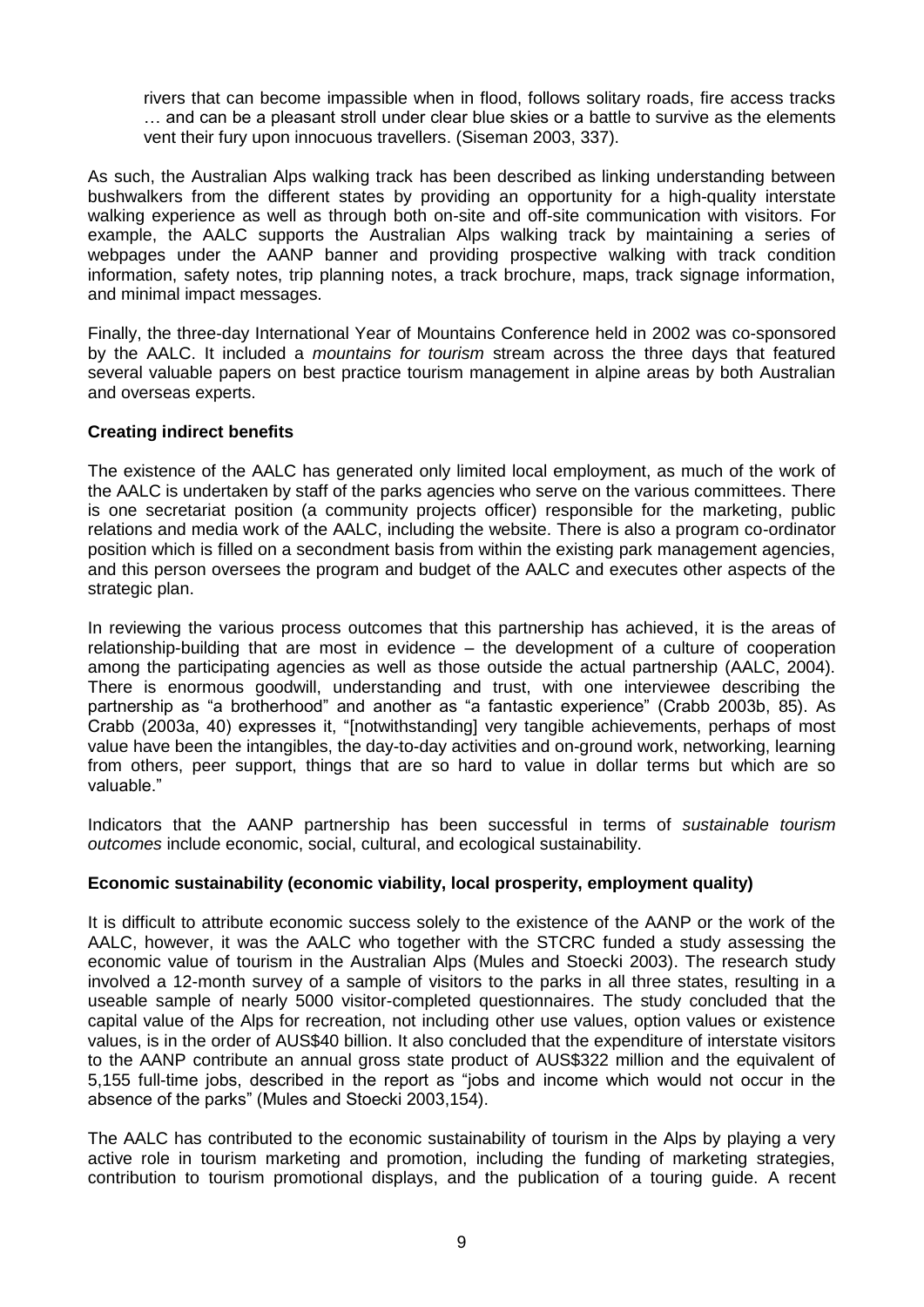> rivers that can become impassible when in flood, follows solitary roads, fire access tracks … and can be a pleasant stroll under clear blue skies or a battle to survive as the elements vent their fury upon innocuous travellers. (Siseman 2003, 337).

As such, the Australian Alps walking track has been described as linking understanding between bushwalkers from the different states by providing an opportunity for a high-quality interstate walking experience as well as through both on-site and off-site communication with visitors. For example, the AALC supports the Australian Alps walking track by maintaining a series of webpages under the AANP banner and providing prospective walking with track condition information, safety notes, trip planning notes, a track brochure, maps, track signage information, and minimal impact messages.

Finally, the three-day International Year of Mountains Conference held in 2002 was co-sponsored by the AALC. It included a *mountains for tourism* stream across the three days that featured several valuable papers on best practice tourism management in alpine areas by both Australian and overseas experts.

**Creating indirect benefits**

The existence of the AALC has generated only limited local employment, as much of the work of the AALC is undertaken by staff of the parks agencies who serve on the various committees. There is one secretariat position (a community projects officer) responsible for the marketing, public relations and media work of the AALC, including the website. There is also a program co-ordinator position which is filled on a secondment basis from within the existing park management agencies, and this person oversees the program and budget of the AALC and executes other aspects of the strategic plan.

In reviewing the various process outcomes that this partnership has achieved, it is the areas of relationship-building that are most in evidence – the development of a culture of cooperation among the participating agencies as well as those outside the actual partnership (AALC, 2004). There is enormous goodwill, understanding and trust, with one interviewee describing the partnership as "a brotherhood" and another as "a fantastic experience" (Crabb 2003b, 85). As Crabb (2003a, 40) expresses it, "[notwithstanding] very tangible achievements, perhaps of most value have been the intangibles, the day-to-day activities and on-ground work, networking, learning from others, peer support, things that are so hard to value in dollar terms but which are so valuable."

Indicators that the AANP partnership has been successful in terms of *sustainable tourism outcomes* include economic, social, cultural, and ecological sustainability.

**Economic sustainability (economic viability, local prosperity, employment quality)**

It is difficult to attribute economic success solely to the existence of the AANP or the work of the AALC, however, it was the AALC who together with the STCRC funded a study assessing the economic value of tourism in the Australian Alps (Mules and Stoecki 2003). The research study involved a 12-month survey of a sample of visitors to the parks in all three states, resulting in a useable sample of nearly 5000 visitor-completed questionnaires. The study concluded that the capital value of the Alps for recreation, not including other use values, option values or existence values, is in the order of AUS$40 billion. It also concluded that the expenditure of interstate visitors to the AANP contribute an annual gross state product of AUS$322 million and the equivalent of 5,155 full-time jobs, described in the report as "jobs and income which would not occur in the absence of the parks" (Mules and Stoecki 2003,154).

The AALC has contributed to the economic sustainability of tourism in the Alps by playing a very active role in tourism marketing and promotion, including the funding of marketing strategies, contribution to tourism promotional displays, and the publication of a touring guide. A recent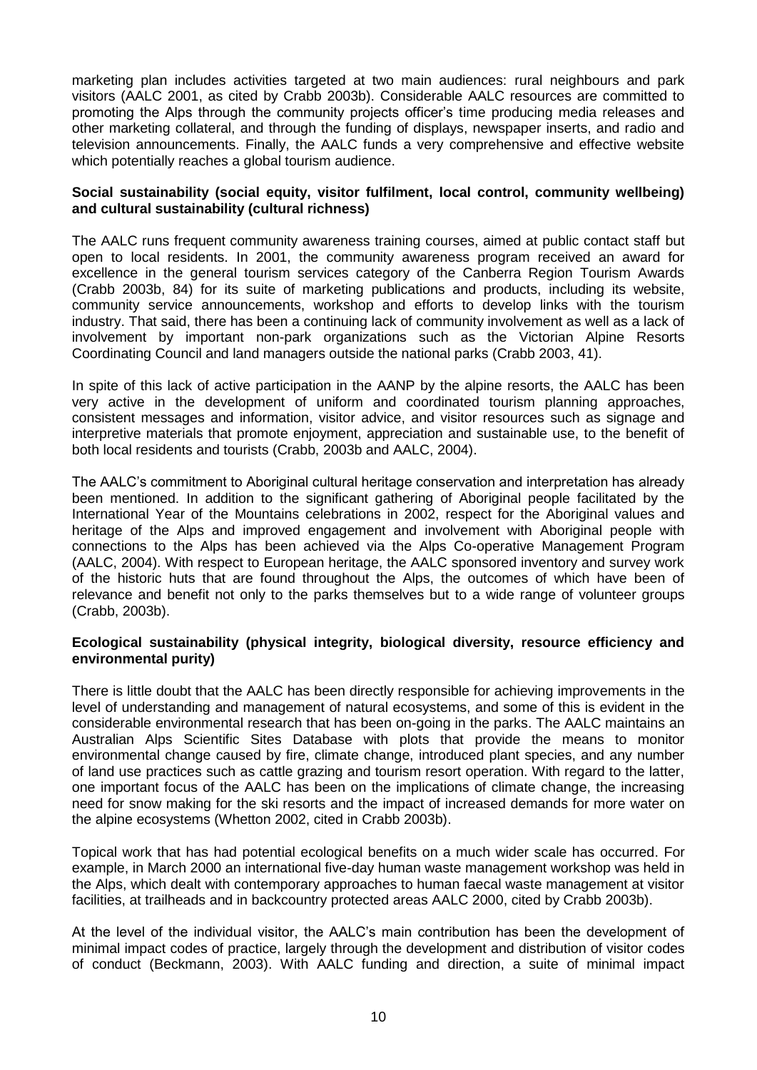marketing plan includes activities targeted at two main audiences: rural neighbours and park visitors (AALC 2001, as cited by Crabb 2003b). Considerable AALC resources are committed to promoting the Alps through the community projects officer's time producing media releases and other marketing collateral, and through the funding of displays, newspaper inserts, and radio and television announcements. Finally, the AALC funds a very comprehensive and effective website which potentially reaches a global tourism audience.

**Social sustainability (social equity, visitor fulfilment, local control, community wellbeing) and cultural sustainability (cultural richness)**

The AALC runs frequent community awareness training courses, aimed at public contact staff but open to local residents. In 2001, the community awareness program received an award for excellence in the general tourism services category of the Canberra Region Tourism Awards (Crabb 2003b, 84) for its suite of marketing publications and products, including its website, community service announcements, workshop and efforts to develop links with the tourism industry. That said, there has been a continuing lack of community involvement as well as a lack of involvement by important non-park organizations such as the Victorian Alpine Resorts Coordinating Council and land managers outside the national parks (Crabb 2003, 41).

In spite of this lack of active participation in the AANP by the alpine resorts, the AALC has been very active in the development of uniform and coordinated tourism planning approaches, consistent messages and information, visitor advice, and visitor resources such as signage and interpretive materials that promote enjoyment, appreciation and sustainable use, to the benefit of both local residents and tourists (Crabb, 2003b and AALC, 2004).

The AALC's commitment to Aboriginal cultural heritage conservation and interpretation has already been mentioned. In addition to the significant gathering of Aboriginal people facilitated by the International Year of the Mountains celebrations in 2002, respect for the Aboriginal values and heritage of the Alps and improved engagement and involvement with Aboriginal people with connections to the Alps has been achieved via the Alps Co-operative Management Program (AALC, 2004). With respect to European heritage, the AALC sponsored inventory and survey work of the historic huts that are found throughout the Alps, the outcomes of which have been of relevance and benefit not only to the parks themselves but to a wide range of volunteer groups (Crabb, 2003b).

**Ecological sustainability (physical integrity, biological diversity, resource efficiency and environmental purity)**

There is little doubt that the AALC has been directly responsible for achieving improvements in the level of understanding and management of natural ecosystems, and some of this is evident in the considerable environmental research that has been on-going in the parks. The AALC maintains an Australian Alps Scientific Sites Database with plots that provide the means to monitor environmental change caused by fire, climate change, introduced plant species, and any number of land use practices such as cattle grazing and tourism resort operation. With regard to the latter, one important focus of the AALC has been on the implications of climate change, the increasing need for snow making for the ski resorts and the impact of increased demands for more water on the alpine ecosystems (Whetton 2002, cited in Crabb 2003b).

Topical work that has had potential ecological benefits on a much wider scale has occurred. For example, in March 2000 an international five-day human waste management workshop was held in the Alps, which dealt with contemporary approaches to human faecal waste management at visitor facilities, at trailheads and in backcountry protected areas AALC 2000, cited by Crabb 2003b).

At the level of the individual visitor, the AALC's main contribution has been the development of minimal impact codes of practice, largely through the development and distribution of visitor codes of conduct (Beckmann, 2003). With AALC funding and direction, a suite of minimal impact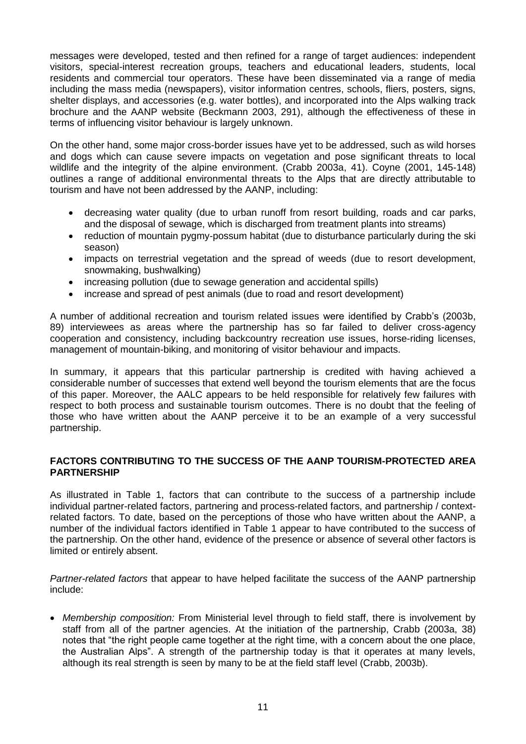messages were developed, tested and then refined for a range of target audiences: independent visitors, special-interest recreation groups, teachers and educational leaders, students, local residents and commercial tour operators. These have been disseminated via a range of media including the mass media (newspapers), visitor information centres, schools, fliers, posters, signs, shelter displays, and accessories (e.g. water bottles), and incorporated into the Alps walking track brochure and the AANP website (Beckmann 2003, 291), although the effectiveness of these in terms of influencing visitor behaviour is largely unknown.

On the other hand, some major cross-border issues have yet to be addressed, such as wild horses and dogs which can cause severe impacts on vegetation and pose significant threats to local wildlife and the integrity of the alpine environment. (Crabb 2003a, 41). Coyne (2001, 145-148) outlines a range of additional environmental threats to the Alps that are directly attributable to tourism and have not been addressed by the AANP, including:

- decreasing water quality (due to urban runoff from resort building, roads and car parks, and the disposal of sewage, which is discharged from treatment plants into streams)
- reduction of mountain pygmy-possum habitat (due to disturbance particularly during the ski season)
- impacts on terrestrial vegetation and the spread of weeds (due to resort development, snowmaking, bushwalking)
- increasing pollution (due to sewage generation and accidental spills)
- increase and spread of pest animals (due to road and resort development)

A number of additional recreation and tourism related issues were identified by Crabb's (2003b, 89) interviewees as areas where the partnership has so far failed to deliver cross-agency cooperation and consistency, including backcountry recreation use issues, horse-riding licenses, management of mountain-biking, and monitoring of visitor behaviour and impacts.

In summary, it appears that this particular partnership is credited with having achieved a considerable number of successes that extend well beyond the tourism elements that are the focus of this paper. Moreover, the AALC appears to be held responsible for relatively few failures with respect to both process and sustainable tourism outcomes. There is no doubt that the feeling of those who have written about the AANP perceive it to be an example of a very successful partnership.

## FACTORS CONTRIBUTING TO THE SUCCESS OF THE AANP TOURISM-PROTECTED AREA PARTNERSHIP

As illustrated in Table 1, factors that can contribute to the success of a partnership include individual partner-related factors, partnering and process-related factors, and partnership / context-related factors. To date, based on the perceptions of those who have written about the AANP, a number of the individual factors identified in Table 1 appear to have contributed to the success of the partnership. On the other hand, evidence of the presence or absence of several other factors is limited or entirely absent.

*Partner-related factors* that appear to have helped facilitate the success of the AANP partnership include:

- *Membership composition:* From Ministerial level through to field staff, there is involvement by staff from all of the partner agencies. At the initiation of the partnership, Crabb (2003a, 38) notes that "the right people came together at the right time, with a concern about the one place, the Australian Alps". A strength of the partnership today is that it operates at many levels, although its real strength is seen by many to be at the field staff level (Crabb, 2003b).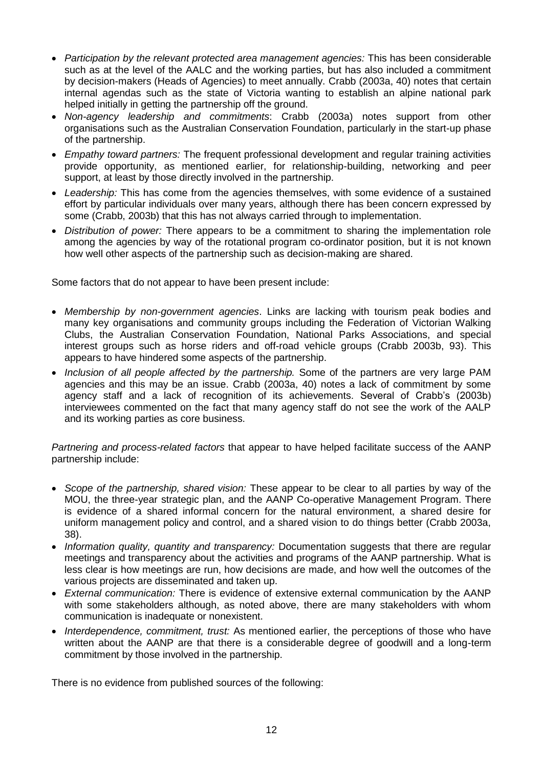- *Participation by the relevant protected area management agencies:* This has been considerable such as at the level of the AALC and the working parties, but has also included a commitment by decision-makers (Heads of Agencies) to meet annually. Crabb (2003a, 40) notes that certain internal agendas such as the state of Victoria wanting to establish an alpine national park helped initially in getting the partnership off the ground.
- *Non-agency leadership and commitments*: Crabb (2003a) notes support from other organisations such as the Australian Conservation Foundation, particularly in the start-up phase of the partnership.
- *Empathy toward partners:* The frequent professional development and regular training activities provide opportunity, as mentioned earlier, for relationship-building, networking and peer support, at least by those directly involved in the partnership.
- *Leadership:* This has come from the agencies themselves, with some evidence of a sustained effort by particular individuals over many years, although there has been concern expressed by some (Crabb, 2003b) that this has not always carried through to implementation.
- *Distribution of power:* There appears to be a commitment to sharing the implementation role among the agencies by way of the rotational program co-ordinator position, but it is not known how well other aspects of the partnership such as decision-making are shared.

Some factors that do not appear to have been present include:

- *Membership by non-government agencies*. Links are lacking with tourism peak bodies and many key organisations and community groups including the Federation of Victorian Walking Clubs, the Australian Conservation Foundation, National Parks Associations, and special interest groups such as horse riders and off-road vehicle groups (Crabb 2003b, 93). This appears to have hindered some aspects of the partnership.
- *Inclusion of all people affected by the partnership.* Some of the partners are very large PAM agencies and this may be an issue. Crabb (2003a, 40) notes a lack of commitment by some agency staff and a lack of recognition of its achievements. Several of Crabb's (2003b) interviewees commented on the fact that many agency staff do not see the work of the AALP and its working parties as core business.

*Partnering and process-related factors* that appear to have helped facilitate success of the AANP partnership include:

- *Scope of the partnership, shared vision:* These appear to be clear to all parties by way of the MOU, the three-year strategic plan, and the AANP Co-operative Management Program. There is evidence of a shared informal concern for the natural environment, a shared desire for uniform management policy and control, and a shared vision to do things better (Crabb 2003a, 38).
- *Information quality, quantity and transparency:* Documentation suggests that there are regular meetings and transparency about the activities and programs of the AANP partnership. What is less clear is how meetings are run, how decisions are made, and how well the outcomes of the various projects are disseminated and taken up.
- *External communication:* There is evidence of extensive external communication by the AANP with some stakeholders although, as noted above, there are many stakeholders with whom communication is inadequate or nonexistent.
- *Interdependence, commitment, trust:* As mentioned earlier, the perceptions of those who have written about the AANP are that there is a considerable degree of goodwill and a long-term commitment by those involved in the partnership.

There is no evidence from published sources of the following: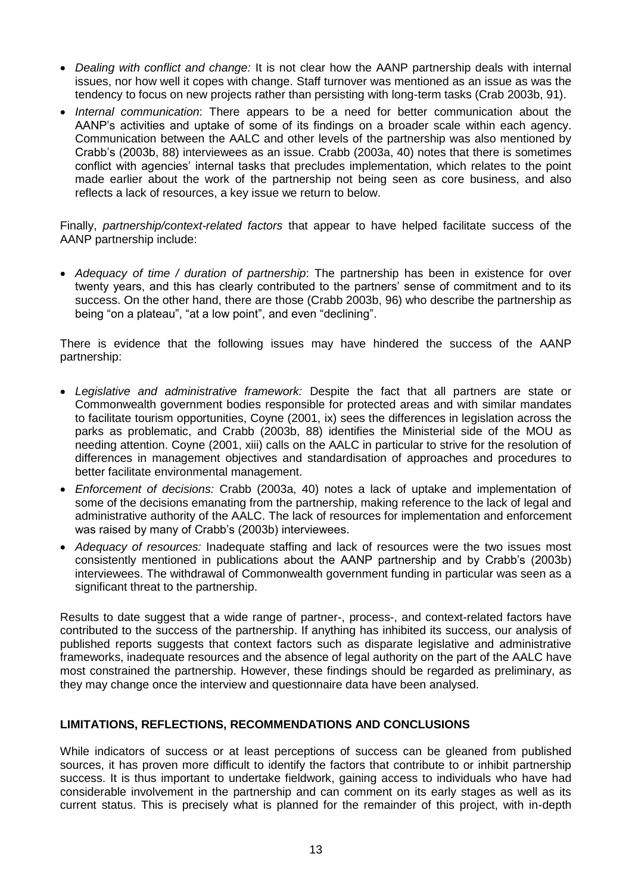- *Dealing with conflict and change:* It is not clear how the AANP partnership deals with internal issues, nor how well it copes with change. Staff turnover was mentioned as an issue as was the tendency to focus on new projects rather than persisting with long-term tasks (Crab 2003b, 91).
- *Internal communication*: There appears to be a need for better communication about the AANP's activities and uptake of some of its findings on a broader scale within each agency. Communication between the AALC and other levels of the partnership was also mentioned by Crabb's (2003b, 88) interviewees as an issue. Crabb (2003a, 40) notes that there is sometimes conflict with agencies' internal tasks that precludes implementation, which relates to the point made earlier about the work of the partnership not being seen as core business, and also reflects a lack of resources, a key issue we return to below.

Finally, *partnership/context-related factors* that appear to have helped facilitate success of the AANP partnership include:

- *Adequacy of time / duration of partnership*: The partnership has been in existence for over twenty years, and this has clearly contributed to the partners' sense of commitment and to its success. On the other hand, there are those (Crabb 2003b, 96) who describe the partnership as being "on a plateau", "at a low point", and even "declining".

There is evidence that the following issues may have hindered the success of the AANP partnership:

- *Legislative and administrative framework:* Despite the fact that all partners are state or Commonwealth government bodies responsible for protected areas and with similar mandates to facilitate tourism opportunities, Coyne (2001, ix) sees the differences in legislation across the parks as problematic, and Crabb (2003b, 88) identifies the Ministerial side of the MOU as needing attention. Coyne (2001, xiii) calls on the AALC in particular to strive for the resolution of differences in management objectives and standardisation of approaches and procedures to better facilitate environmental management.
- *Enforcement of decisions:* Crabb (2003a, 40) notes a lack of uptake and implementation of some of the decisions emanating from the partnership, making reference to the lack of legal and administrative authority of the AALC. The lack of resources for implementation and enforcement was raised by many of Crabb's (2003b) interviewees.
- *Adequacy of resources:* Inadequate staffing and lack of resources were the two issues most consistently mentioned in publications about the AANP partnership and by Crabb's (2003b) interviewees. The withdrawal of Commonwealth government funding in particular was seen as a significant threat to the partnership.

Results to date suggest that a wide range of partner-, process-, and context-related factors have contributed to the success of the partnership. If anything has inhibited its success, our analysis of published reports suggests that context factors such as disparate legislative and administrative frameworks, inadequate resources and the absence of legal authority on the part of the AALC have most constrained the partnership. However, these findings should be regarded as preliminary, as they may change once the interview and questionnaire data have been analysed.

## LIMITATIONS, REFLECTIONS, RECOMMENDATIONS AND CONCLUSIONS

While indicators of success or at least perceptions of success can be gleaned from published sources, it has proven more difficult to identify the factors that contribute to or inhibit partnership success. It is thus important to undertake fieldwork, gaining access to individuals who have had considerable involvement in the partnership and can comment on its early stages as well as its current status. This is precisely what is planned for the remainder of this project, with in-depth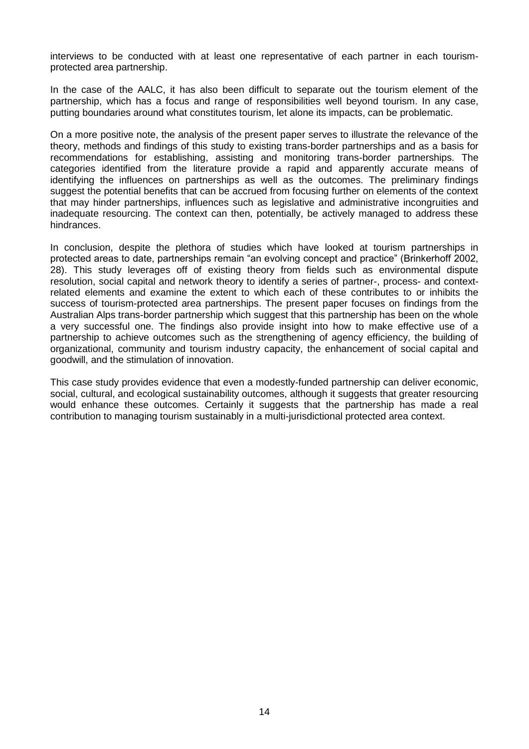interviews to be conducted with at least one representative of each partner in each tourism-protected area partnership.

In the case of the AALC, it has also been difficult to separate out the tourism element of the partnership, which has a focus and range of responsibilities well beyond tourism. In any case, putting boundaries around what constitutes tourism, let alone its impacts, can be problematic.

On a more positive note, the analysis of the present paper serves to illustrate the relevance of the theory, methods and findings of this study to existing trans-border partnerships and as a basis for recommendations for establishing, assisting and monitoring trans-border partnerships. The categories identified from the literature provide a rapid and apparently accurate means of identifying the influences on partnerships as well as the outcomes. The preliminary findings suggest the potential benefits that can be accrued from focusing further on elements of the context that may hinder partnerships, influences such as legislative and administrative incongruities and inadequate resourcing. The context can then, potentially, be actively managed to address these hindrances.

In conclusion, despite the plethora of studies which have looked at tourism partnerships in protected areas to date, partnerships remain "an evolving concept and practice" (Brinkerhoff 2002, 28). This study leverages off of existing theory from fields such as environmental dispute resolution, social capital and network theory to identify a series of partner-, process- and context-related elements and examine the extent to which each of these contributes to or inhibits the success of tourism-protected area partnerships. The present paper focuses on findings from the Australian Alps trans-border partnership which suggest that this partnership has been on the whole a very successful one. The findings also provide insight into how to make effective use of a partnership to achieve outcomes such as the strengthening of agency efficiency, the building of organizational, community and tourism industry capacity, the enhancement of social capital and goodwill, and the stimulation of innovation.

This case study provides evidence that even a modestly-funded partnership can deliver economic, social, cultural, and ecological sustainability outcomes, although it suggests that greater resourcing would enhance these outcomes. Certainly it suggests that the partnership has made a real contribution to managing tourism sustainably in a multi-jurisdictional protected area context.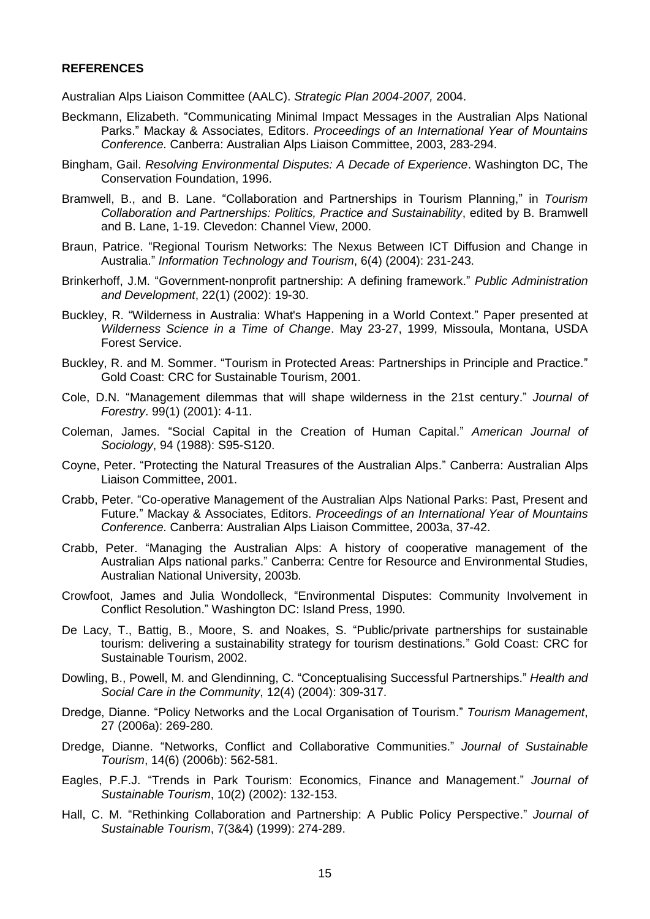**REFERENCES**

Australian Alps Liaison Committee (AALC). *Strategic Plan 2004-2007,* 2004.

Beckmann, Elizabeth. "Communicating Minimal Impact Messages in the Australian Alps National Parks." Mackay & Associates, Editors. *Proceedings of an International Year of Mountains Conference*. Canberra: Australian Alps Liaison Committee, 2003, 283-294.

Bingham, Gail. *Resolving Environmental Disputes: A Decade of Experience*. Washington DC, The Conservation Foundation, 1996.

Bramwell, B., and B. Lane. "Collaboration and Partnerships in Tourism Planning," in *Tourism Collaboration and Partnerships: Politics, Practice and Sustainability*, edited by B. Bramwell and B. Lane, 1-19. Clevedon: Channel View, 2000.

Braun, Patrice. "Regional Tourism Networks: The Nexus Between ICT Diffusion and Change in Australia." *Information Technology and Tourism*, 6(4) (2004): 231-243.

Brinkerhoff, J.M. "Government-nonprofit partnership: A defining framework." *Public Administration and Development*, 22(1) (2002): 19-30.

Buckley, R. "Wilderness in Australia: What's Happening in a World Context." Paper presented at *Wilderness Science in a Time of Change*. May 23-27, 1999, Missoula, Montana, USDA Forest Service.

Buckley, R. and M. Sommer. "Tourism in Protected Areas: Partnerships in Principle and Practice." Gold Coast: CRC for Sustainable Tourism, 2001.

Cole, D.N. "Management dilemmas that will shape wilderness in the 21st century." *Journal of Forestry*. 99(1) (2001): 4-11.

Coleman, James. "Social Capital in the Creation of Human Capital." *American Journal of Sociology*, 94 (1988): S95-S120.

Coyne, Peter. "Protecting the Natural Treasures of the Australian Alps." Canberra: Australian Alps Liaison Committee, 2001.

Crabb, Peter. "Co-operative Management of the Australian Alps National Parks: Past, Present and Future." Mackay & Associates, Editors. *Proceedings of an International Year of Mountains Conference*. Canberra: Australian Alps Liaison Committee, 2003a, 37-42.

Crabb, Peter. "Managing the Australian Alps: A history of cooperative management of the Australian Alps national parks." Canberra: Centre for Resource and Environmental Studies, Australian National University, 2003b.

Crowfoot, James and Julia Wondolleck, "Environmental Disputes: Community Involvement in Conflict Resolution." Washington DC: Island Press, 1990.

De Lacy, T., Battig, B., Moore, S. and Noakes, S. "Public/private partnerships for sustainable tourism: delivering a sustainability strategy for tourism destinations." Gold Coast: CRC for Sustainable Tourism, 2002.

Dowling, B., Powell, M. and Glendinning, C. "Conceptualising Successful Partnerships." *Health and Social Care in the Community*, 12(4) (2004): 309-317.

Dredge, Dianne. "Policy Networks and the Local Organisation of Tourism." *Tourism Management*, 27 (2006a): 269-280.

Dredge, Dianne. "Networks, Conflict and Collaborative Communities." *Journal of Sustainable Tourism*, 14(6) (2006b): 562-581.

Eagles, P.F.J. "Trends in Park Tourism: Economics, Finance and Management." *Journal of Sustainable Tourism*, 10(2) (2002): 132-153.

Hall, C. M. "Rethinking Collaboration and Partnership: A Public Policy Perspective." *Journal of Sustainable Tourism*, 7(3&4) (1999): 274-289.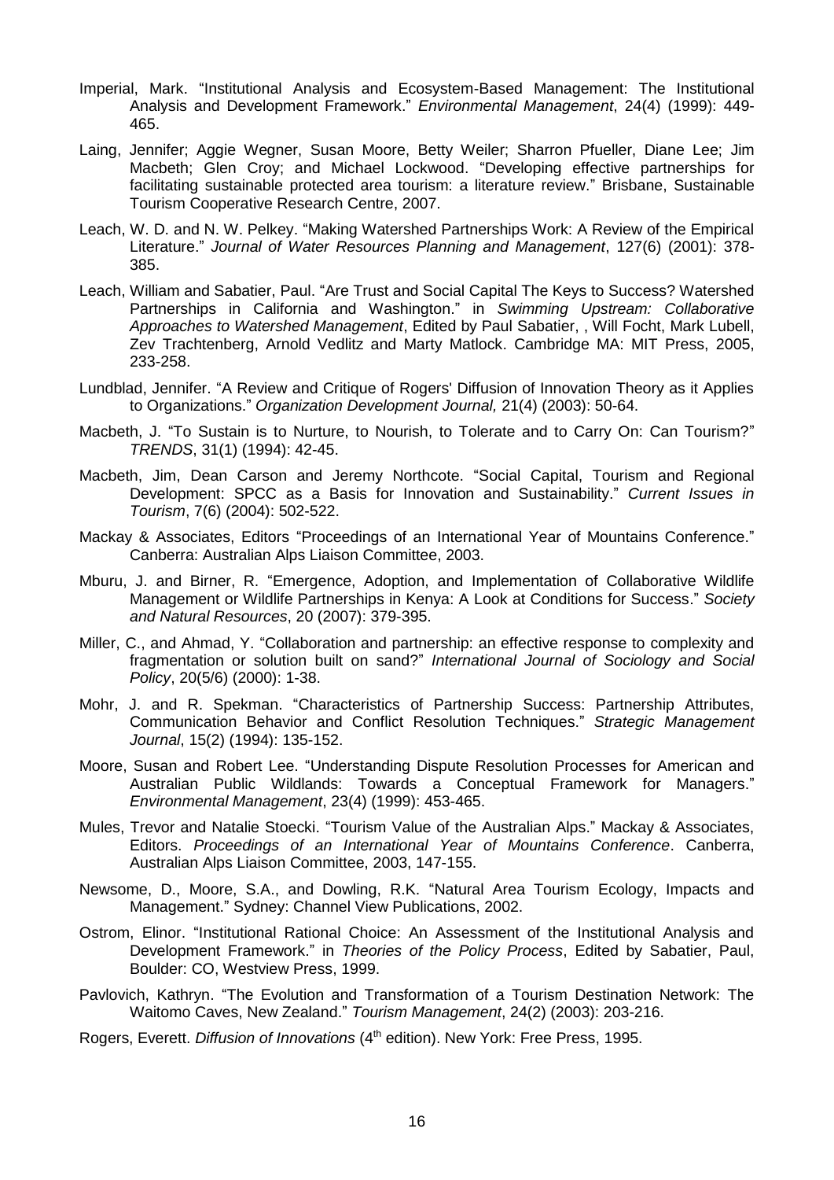Imperial, Mark. "Institutional Analysis and Ecosystem-Based Management: The Institutional Analysis and Development Framework." *Environmental Management*, 24(4) (1999): 449-465.

Laing, Jennifer; Aggie Wegner, Susan Moore, Betty Weiler; Sharron Pfueller, Diane Lee; Jim Macbeth; Glen Croy; and Michael Lockwood. "Developing effective partnerships for facilitating sustainable protected area tourism: a literature review." Brisbane, Sustainable Tourism Cooperative Research Centre, 2007.

Leach, W. D. and N. W. Pelkey. "Making Watershed Partnerships Work: A Review of the Empirical Literature." *Journal of Water Resources Planning and Management*, 127(6) (2001): 378-385.

Leach, William and Sabatier, Paul. "Are Trust and Social Capital The Keys to Success? Watershed Partnerships in California and Washington." in *Swimming Upstream: Collaborative Approaches to Watershed Management*, Edited by Paul Sabatier, , Will Focht, Mark Lubell, Zev Trachtenberg, Arnold Vedlitz and Marty Matlock. Cambridge MA: MIT Press, 2005, 233-258.

Lundblad, Jennifer. "A Review and Critique of Rogers' Diffusion of Innovation Theory as it Applies to Organizations." *Organization Development Journal,* 21(4) (2003): 50-64.

Macbeth, J. "To Sustain is to Nurture, to Nourish, to Tolerate and to Carry On: Can Tourism?" *TRENDS*, 31(1) (1994): 42-45.

Macbeth, Jim, Dean Carson and Jeremy Northcote. "Social Capital, Tourism and Regional Development: SPCC as a Basis for Innovation and Sustainability." *Current Issues in Tourism*, 7(6) (2004): 502-522.

Mackay & Associates, Editors "Proceedings of an International Year of Mountains Conference." Canberra: Australian Alps Liaison Committee, 2003.

Mburu, J. and Birner, R. "Emergence, Adoption, and Implementation of Collaborative Wildlife Management or Wildlife Partnerships in Kenya: A Look at Conditions for Success." *Society and Natural Resources*, 20 (2007): 379-395.

Miller, C., and Ahmad, Y. "Collaboration and partnership: an effective response to complexity and fragmentation or solution built on sand?" *International Journal of Sociology and Social Policy*, 20(5/6) (2000): 1-38.

Mohr, J. and R. Spekman. "Characteristics of Partnership Success: Partnership Attributes, Communication Behavior and Conflict Resolution Techniques." *Strategic Management Journal*, 15(2) (1994): 135-152.

Moore, Susan and Robert Lee. "Understanding Dispute Resolution Processes for American and Australian Public Wildlands: Towards a Conceptual Framework for Managers." *Environmental Management*, 23(4) (1999): 453-465.

Mules, Trevor and Natalie Stoecki. "Tourism Value of the Australian Alps." Mackay & Associates, Editors. *Proceedings of an International Year of Mountains Conference*. Canberra, Australian Alps Liaison Committee, 2003, 147-155.

Newsome, D., Moore, S.A., and Dowling, R.K. "Natural Area Tourism Ecology, Impacts and Management." Sydney: Channel View Publications, 2002.

Ostrom, Elinor. "Institutional Rational Choice: An Assessment of the Institutional Analysis and Development Framework." in *Theories of the Policy Process*, Edited by Sabatier, Paul, Boulder: CO, Westview Press, 1999.

Pavlovich, Kathryn. "The Evolution and Transformation of a Tourism Destination Network: The Waitomo Caves, New Zealand." *Tourism Management*, 24(2) (2003): 203-216.

Rogers, Everett. *Diffusion of Innovations* (4th edition). New York: Free Press, 1995.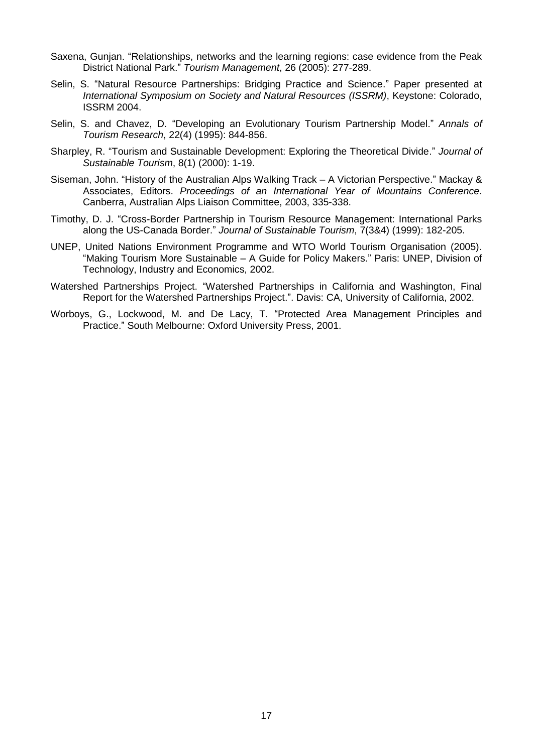Saxena, Gunjan. "Relationships, networks and the learning regions: case evidence from the Peak District National Park." *Tourism Management*, 26 (2005): 277-289.

Selin, S. "Natural Resource Partnerships: Bridging Practice and Science." Paper presented at *International Symposium on Society and Natural Resources (ISSRM)*, Keystone: Colorado, ISSRM 2004.

Selin, S. and Chavez, D. "Developing an Evolutionary Tourism Partnership Model." *Annals of Tourism Research*, 22(4) (1995): 844-856.

Sharpley, R. "Tourism and Sustainable Development: Exploring the Theoretical Divide." *Journal of Sustainable Tourism*, 8(1) (2000): 1-19.

Siseman, John. "History of the Australian Alps Walking Track – A Victorian Perspective." Mackay & Associates, Editors. *Proceedings of an International Year of Mountains Conference*. Canberra, Australian Alps Liaison Committee, 2003, 335-338.

Timothy, D. J. "Cross-Border Partnership in Tourism Resource Management: International Parks along the US-Canada Border." *Journal of Sustainable Tourism*, 7(3&4) (1999): 182-205.

UNEP, United Nations Environment Programme and WTO World Tourism Organisation (2005). "Making Tourism More Sustainable – A Guide for Policy Makers." Paris: UNEP, Division of Technology, Industry and Economics, 2002.

Watershed Partnerships Project. "Watershed Partnerships in California and Washington, Final Report for the Watershed Partnerships Project.". Davis: CA, University of California, 2002.

Worboys, G., Lockwood, M. and De Lacy, T. "Protected Area Management Principles and Practice." South Melbourne: Oxford University Press, 2001.